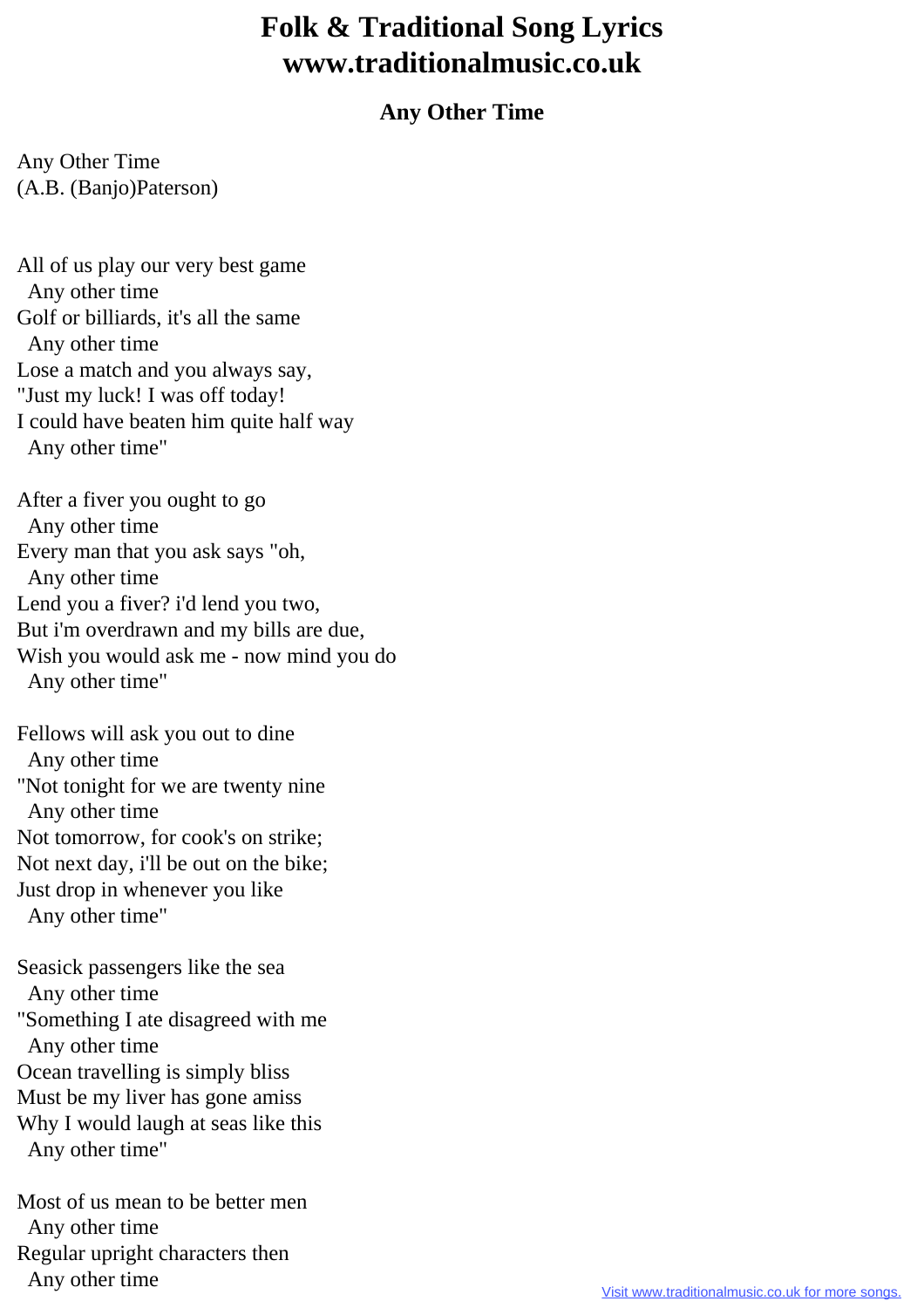# Folk & Traditional Song Lyrics
# www.traditionalmusic.co.uk

## Any Other Time

Any Other Time
(A.B. (Banjo)Paterson)

All of us play our very best game
  Any other time
Golf or billiards, it's all the same
  Any other time
Lose a match and you always say,
"Just my luck! I was off today!
I could have beaten him quite half way
  Any other time"

After a fiver you ought to go
  Any other time
Every man that you ask says "oh,
  Any other time
Lend you a fiver? i'd lend you two,
But i'm overdrawn and my bills are due,
Wish you would ask me - now mind you do
  Any other time"

Fellows will ask you out to dine
  Any other time
"Not tonight for we are twenty nine
  Any other time
Not tomorrow, for cook's on strike;
Not next day, i'll be out on the bike;
Just drop in whenever you like
  Any other time"

Seasick passengers like the sea
  Any other time
"Something I ate disagreed with me
  Any other time
Ocean travelling is simply bliss
Must be my liver has gone amiss
Why I would laugh at seas like this
  Any other time"

Most of us mean to be better men
  Any other time
Regular upright characters then
  Any other time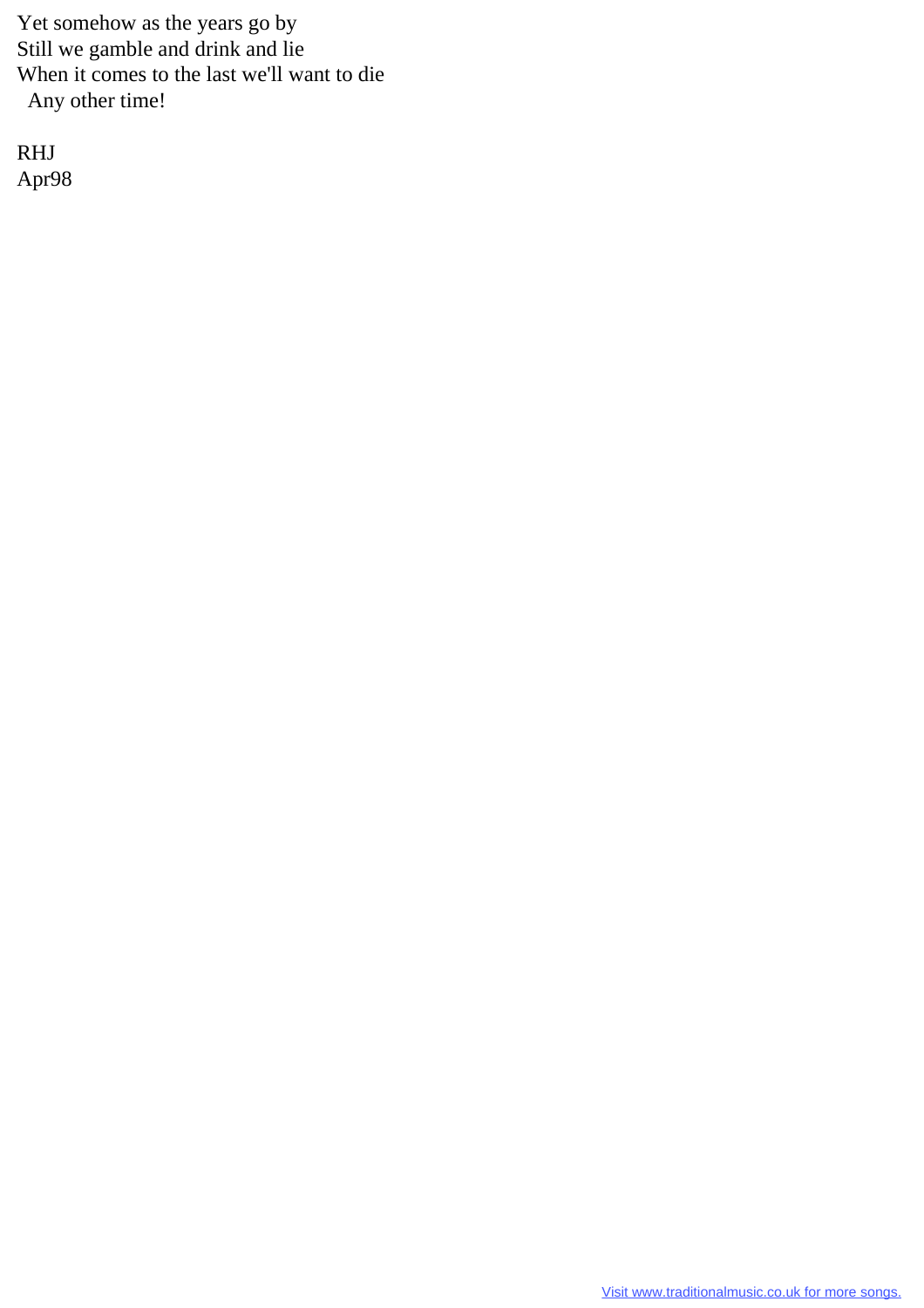Yet somehow as the years go by
Still we gamble and drink and lie
When it comes to the last we'll want to die
  Any other time!

RHJ
Apr98